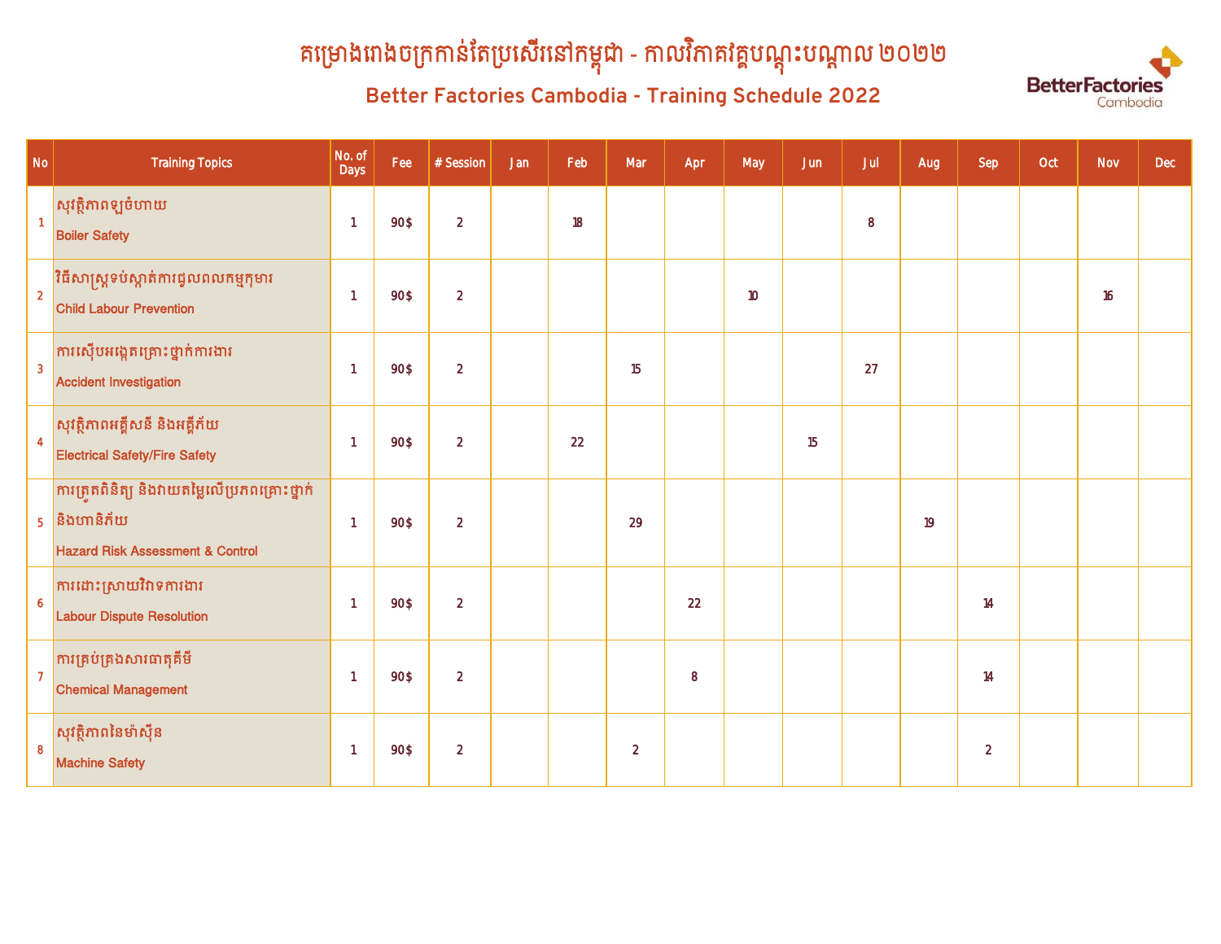# គម្រោងរោងចក្រកាន់តែប្រសើរនៅកម្ពុជា - កាលវិភាគវគ្គបណ្តុះបណ្តាល ២០២២

## Better Factories Cambodia - Training Schedule 2022

| No | Training Topics | No. of Days | Fee | # Session | Jan | Feb | Mar | Apr | May | Jun | Jul | Aug | Sep | Oct | Nov | Dec |
|---|---|---|---|---|---|---|---|---|---|---|---|---|---|---|---|---|
| 1 | សុវត្ថិភាពឡចំហាយ<br>Boiler Safety | 1 | 90$ | 2 | | 18 | | | | | 8 | | | | | |
| 2 | វិធីសាស្ត្រទប់ស្កាត់ការជួលពលកម្មកុមារ<br>Child Labour Prevention | 1 | 90$ | 2 | | | | | 10 | | | | | | 16 | |
| 3 | ការស៊ើបអង្កេតគ្រោះថ្នាក់ការងារ<br>Accident Investigation | 1 | 90$ | 2 | | | 15 | | | | 27 | | | | | |
| 4 | សុវត្ថិភាពអគ្គីសនី និងអគ្គីភ័យ<br>Electrical Safety/Fire Safety | 1 | 90$ | 2 | | 22 | | | | 15 | | | | | | |
| 5 | ការត្រួតពិនិត្យ និងវាយតម្លៃលើប្រភពគ្រោះថ្នាក់ និងហានិភ័យ<br>Hazard Risk Assessment & Control | 1 | 90$ | 2 | | | 29 | | | | | 19 | | | | |
| 6 | ការដោះស្រាយវិវាទការងារ<br>Labour Dispute Resolution | 1 | 90$ | 2 | | | | 22 | | | | | 14 | | | |
| 7 | ការគ្រប់គ្រងសារធាតុគីមី<br>Chemical Management | 1 | 90$ | 2 | | | | 8 | | | | | 14 | | | |
| 8 | សុវត្ថិភាពនៃម៉ាស៊ីន<br>Machine Safety | 1 | 90$ | 2 | | | 2 | | | | | | 2 | | | |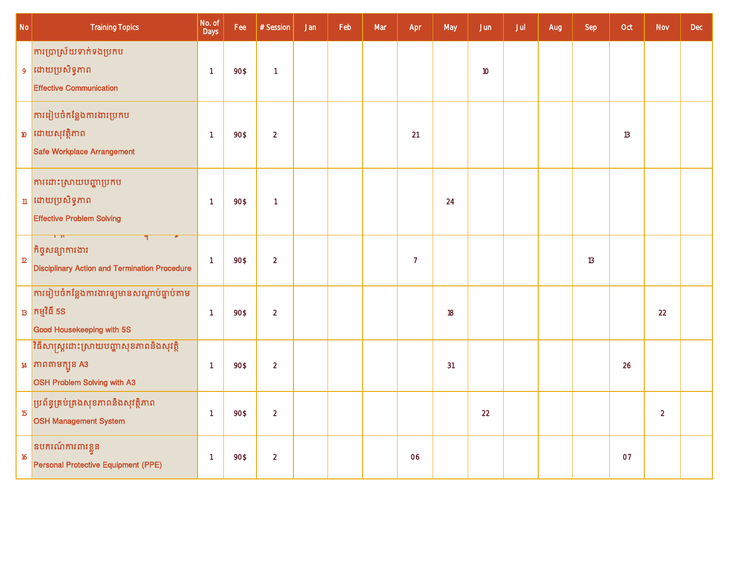| No | Training Topics | No. of Days | Fee | # Session | Jan | Feb | Mar | Apr | May | Jun | Jul | Aug | Sep | Oct | Nov | Dec |
|---|---|---|---|---|---|---|---|---|---|---|---|---|---|---|---|---|
| 9 | ការប្រាស្រ័យទាក់ទងប្រកបដោយប្រសិទ្ធភាព Effective Communication | 1 | 90$ | 1 | | | | | | 10 | | | | | | |
| 10 | ការរៀបចំកន្លែងការងារប្រកបដោយសុវត្ថិភាព Safe Workplace Arrangement | 1 | 90$ | 2 | | | | 21 | | | | | | 13 | | |
| 11 | ការដោះស្រាយបញ្ហាប្រកបដោយប្រសិទ្ធភាព Effective Problem Solving | 1 | 90$ | 1 | | | | | 24 | | | | | | | |
| 12 | កិច្ចសន្យាការងារ Disciplinary Action and Termination Procedure | 1 | 90$ | 2 | | | | 7 | | | | | 13 | | | |
| 13 | ការរៀបចំកន្លែងការងារឲ្យមានសណ្តាប់ធ្នាប់តាមកម្មវិធី 5S Good Housekeeping with 5S | 1 | 90$ | 2 | | | | | 18 | | | | | | 22 | |
| 14 | វិធីសាស្ត្រដោះស្រាយបញ្ហាសុខភាពនិងសុវត្ថិភាពតាមក្បួន A3 OSH Problem Solving with A3 | 1 | 90$ | 2 | | | | | 31 | | | | | 26 | | |
| 15 | ប្រព័ន្ធគ្រប់គ្រងសុខភាពនិងសុវត្ថិភាព OSH Management System | 1 | 90$ | 2 | | | | | | 22 | | | | | 2 | |
| 16 | ឧបករណ៍ការពារខ្លួន Personal Protective Equipment (PPE) | 1 | 90$ | 2 | | | | 06 | | | | | | 07 | | |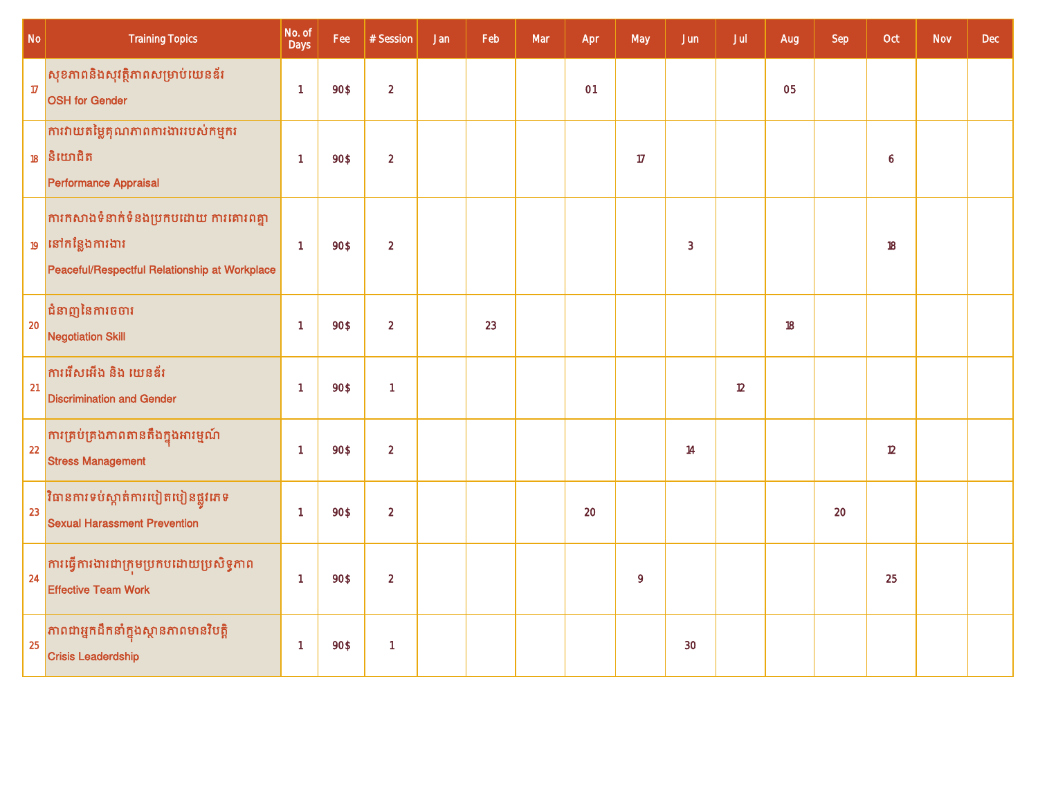| No | Training Topics | No. of Days | Fee | # Session | Jan | Feb | Mar | Apr | May | Jun | Jul | Aug | Sep | Oct | Nov | Dec |
|---|---|---|---|---|---|---|---|---|---|---|---|---|---|---|---|---|
| 17 | សុខភាពនិងសុវត្ថិភាពសម្រាប់យេនឌ័រ<br>OSH for Gender | 1 | 90$ | 2 | | | | 01 | | | | 05 | | | | |
| 18 | ការវាយតម្លៃគុណភាពការងាររបស់កម្មករនិយោជិត<br>Performance Appraisal | 1 | 90$ | 2 | | | | | 17 | | | | | 6 | | |
| 19 | ការកសាងទំនាក់ទំនងប្រកបដោយ ការគោរពគ្នា នៅកន្លែងការងារ<br>Peaceful/Respectful Relationship at Workplace | 1 | 90$ | 2 | | | | | | 3 | | | | 18 | | |
| 20 | ជំនាញនៃការចចារ<br>Negotiation Skill | 1 | 90$ | 2 | | 23 | | | | | | 18 | | | | |
| 21 | ការរើសអើង និង យេនឌ័រ<br>Discrimination and Gender | 1 | 90$ | 1 | | | | | | | 12 | | | | | |
| 22 | ការគ្រប់គ្រងភាពតានតឹងក្នុងអារម្មណ៍<br>Stress Management | 1 | 90$ | 2 | | | | | | 14 | | | | 12 | | |
| 23 | វិធានការទប់ស្កាត់ការបៀតបៀនផ្លូវភេទ<br>Sexual Harassment Prevention | 1 | 90$ | 2 | | | | 20 | | | | | 20 | | | |
| 24 | ការធ្វើការងារជាក្រុមប្រកបដោយប្រសិទ្ធភាព<br>Effective Team Work | 1 | 90$ | 2 | | | | | 9 | | | | | 25 | | |
| 25 | ភាពជាអ្នកដឹកនាំក្នុងស្ថានភាពមានវិបត្តិ<br>Crisis Leadership | 1 | 90$ | 1 | | | | | | 30 | | | | | | |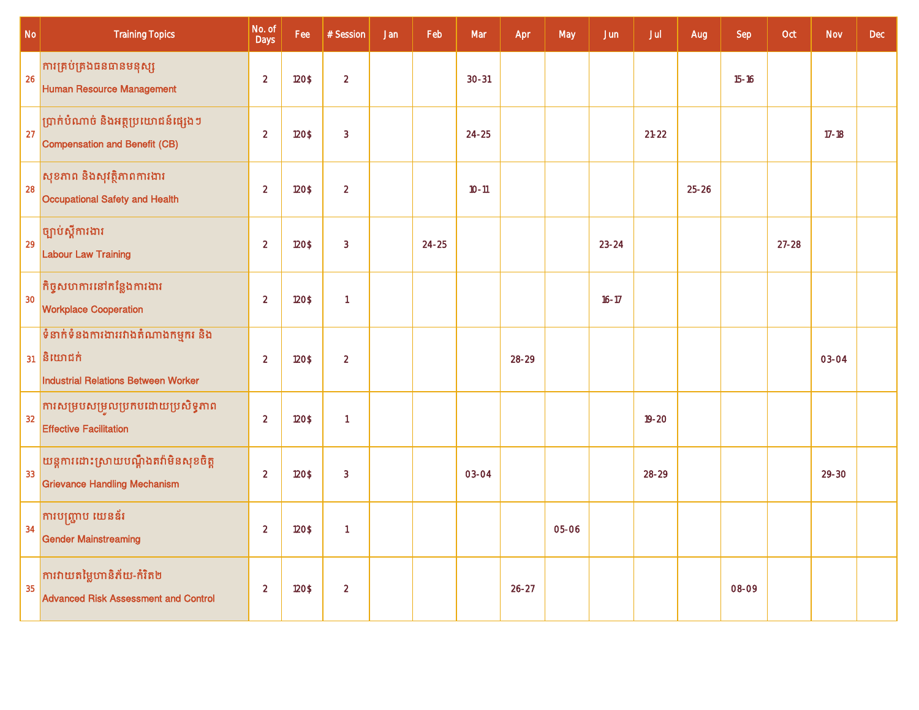| No | Training Topics | No. of Days | Fee | # Session | Jan | Feb | Mar | Apr | May | Jun | Jul | Aug | Sep | Oct | Nov | Dec |
|---|---|---|---|---|---|---|---|---|---|---|---|---|---|---|---|---|
| 26 | ការគ្រប់គ្រងធនធានមនុស្ស<br>Human Resource Management | 2 | 120$ | 2 | | | 30-31 | | | | | | 15-16 | | | |
| 27 | ប្រាក់បំណាច់ និងអត្ថប្រយោជន៍ផ្សេងៗ<br>Compensation and Benefit (CB) | 2 | 120$ | 3 | | | 24-25 | | | | 21-22 | | | | 17-18 | |
| 28 | សុខភាព និងសុវត្ថិភាពការងារ<br>Occupational Safety and Health | 2 | 120$ | 2 | | | 10-11 | | | | | 25-26 | | | | |
| 29 | ច្បាប់ស្តីការងារ<br>Labour Law Training | 2 | 120$ | 3 | | 24-25 | | | | 23-24 | | | | 27-28 | | |
| 30 | កិច្ចសហការនៅកន្លែងការងារ<br>Workplace Cooperation | 2 | 120$ | 1 | | | | | | 16-17 | | | | | | |
| 31 | ទំនាក់ទំនងការងាររវាងតំណាងកម្មករ និងនិយោជក់<br>Industrial Relations Between Worker | 2 | 120$ | 2 | | | | 28-29 | | | | | | | 03-04 | |
| 32 | ការសម្របសម្រួលប្រកបដោយប្រសិទ្ធភាព<br>Effective Facilitation | 2 | 120$ | 1 | | | | | | | 19-20 | | | | | |
| 33 | យន្តការដោះស្រាយបណ្តឹងតវ៉ាមិនសុខចិត្ត<br>Grievance Handling Mechanism | 2 | 120$ | 3 | | | 03-04 | | | | 28-29 | | | | 29-30 | |
| 34 | ការបញ្រ្ជាប យេនឌ័រ<br>Gender Mainstreaming | 2 | 120$ | 1 | | | | | 05-06 | | | | | | | |
| 35 | ការវាយតម្លៃហានិភ័យ-កំរិត២<br>Advanced Risk Assessment and Control | 2 | 120$ | 2 | | | | 26-27 | | | | | 08-09 | | | |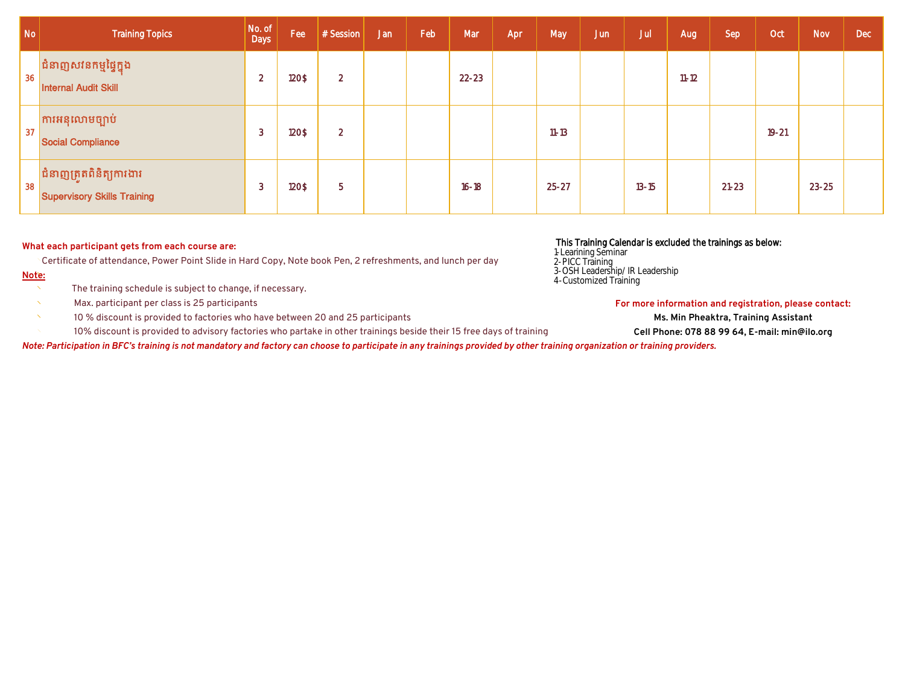| No | Training Topics | No. of Days | Fee | # Session | Jan | Feb | Mar | Apr | May | Jun | Jul | Aug | Sep | Oct | Nov | Dec |
|---|---|---|---|---|---|---|---|---|---|---|---|---|---|---|---|---|
| 36 | ជំនាញសវនកម្មផ្ទៃក្នុង<br>Internal Audit Skill | 2 | 120$ | 2 | | | 22-23 | | | | | 11-12 | | | | |
| 37 | ការអនុលោមច្បាប់<br>Social Compliance | 3 | 120$ | 2 | | | | | 11-13 | | | | | 19-21 | | |
| 38 | ជំនាញត្រួតពិនិត្យការងារ<br>Supervisory Skills Training | 3 | 120$ | 5 | | | 16-18 | | 25-27 | | 13-15 | | 21-23 | | 23-25 | |

**What each participant gets from each course are:**

- Certificate of attendance, Power Point Slide in Hard Copy, Note book Pen, 2 refreshments, and lunch per day

**Note:**

- The training schedule is subject to change, if necessary.
- Max. participant per class is 25 participants
- 10 % discount is provided to factories who have between 20 and 25 participants
- 10% discount is provided to advisory factories who partake in other trainings beside their 15 free days of training

***Note: Participation in BFC's training is not mandatory and factory can choose to participate in any trainings provided by other training organization or training providers.***

**This Training Calendar is excluded the trainings as below:**

1- Leariningg Seminar
2- PICC Training
3- OSH Leadership/ IR Leadership
4- Customized Training

**For more information and registration, please contact:**

**Ms. Min Pheaktra, Training Assistant**

**Cell Phone: 078 88 99 64, E-mail: min@ilo.org**